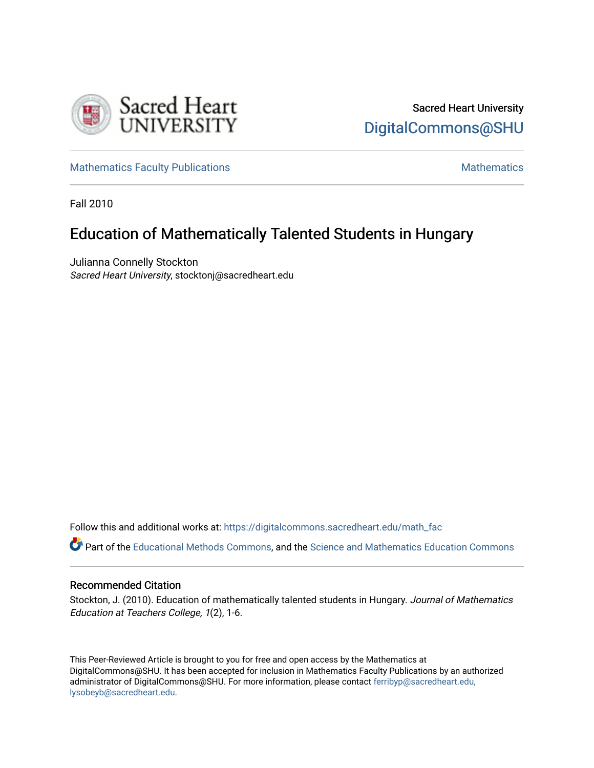Sacred Heart University

DigitalCommons@SHU

Mathematics Faculty Publications | Mathematics

Fall 2010

# Education of Mathematically Talented Students in Hungary

Julianna Connelly Stockton
*Sacred Heart University*, stocktonj@sacredheart.edu

Follow this and additional works at: https://digitalcommons.sacredheart.edu/math_fac

Part of the Educational Methods Commons, and the Science and Mathematics Education Commons

## Recommended Citation

Stockton, J. (2010). Education of mathematically talented students in Hungary. *Journal of Mathematics Education at Teachers College, 1*(2), 1-6.

This Peer-Reviewed Article is brought to you for free and open access by the Mathematics at DigitalCommons@SHU. It has been accepted for inclusion in Mathematics Faculty Publications by an authorized administrator of DigitalCommons@SHU. For more information, please contact ferribyp@sacredheart.edu, lysobeyb@sacredheart.edu.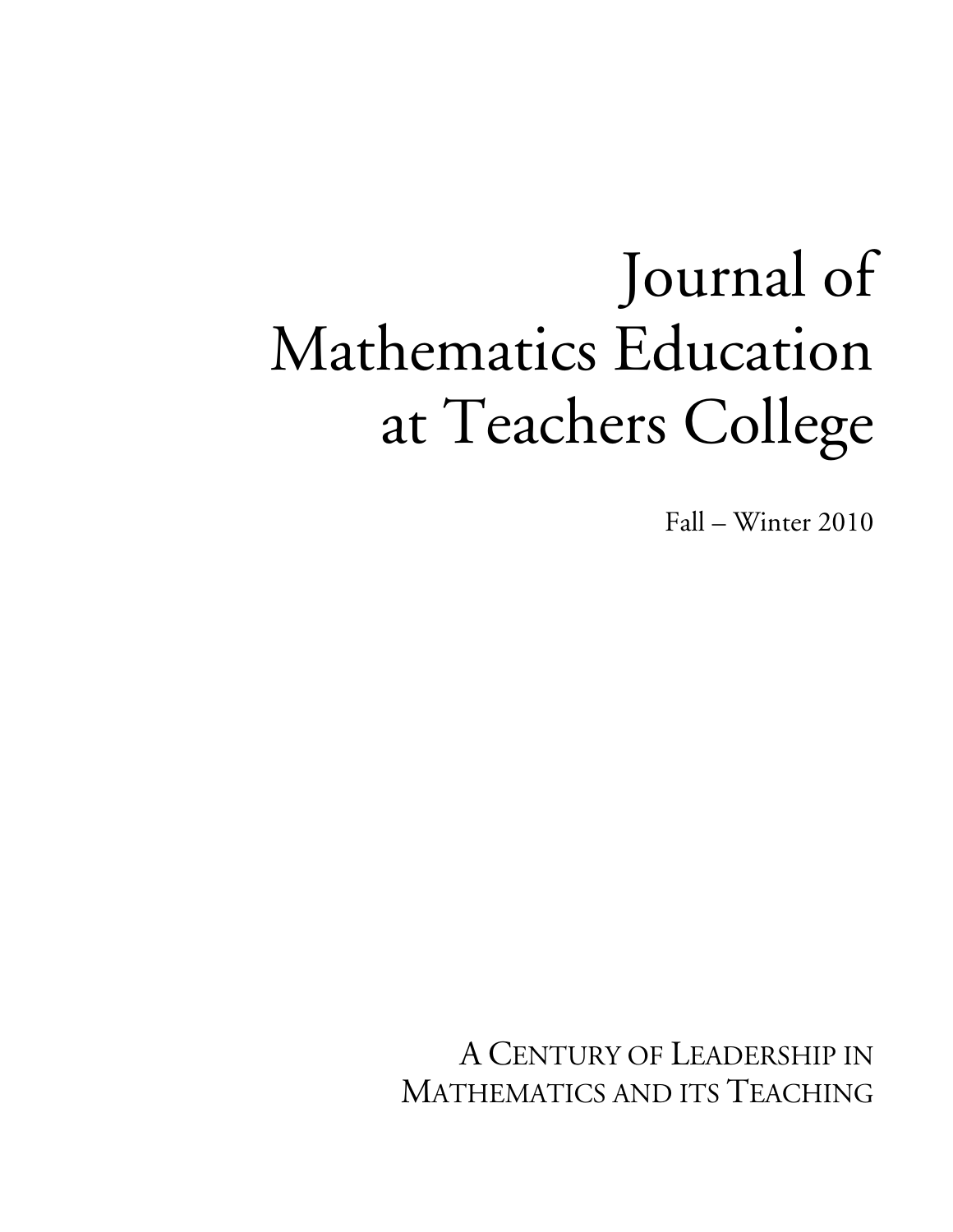# Journal of Mathematics Education at Teachers College

Fall – Winter 2010

A CENTURY OF LEADERSHIP IN MATHEMATICS AND ITS TEACHING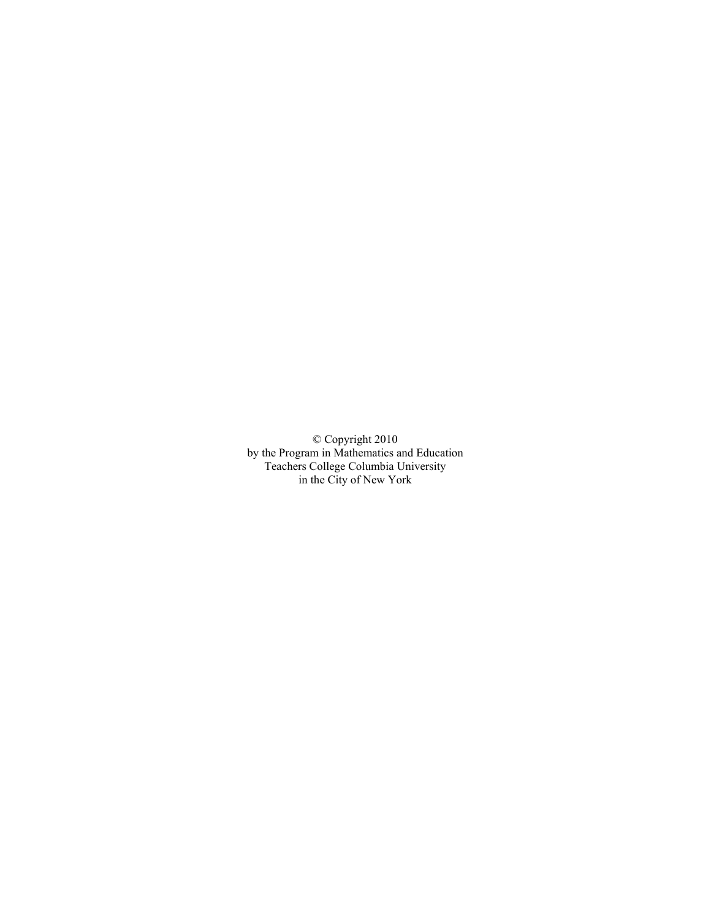© Copyright 2010
by the Program in Mathematics and Education
Teachers College Columbia University
in the City of New York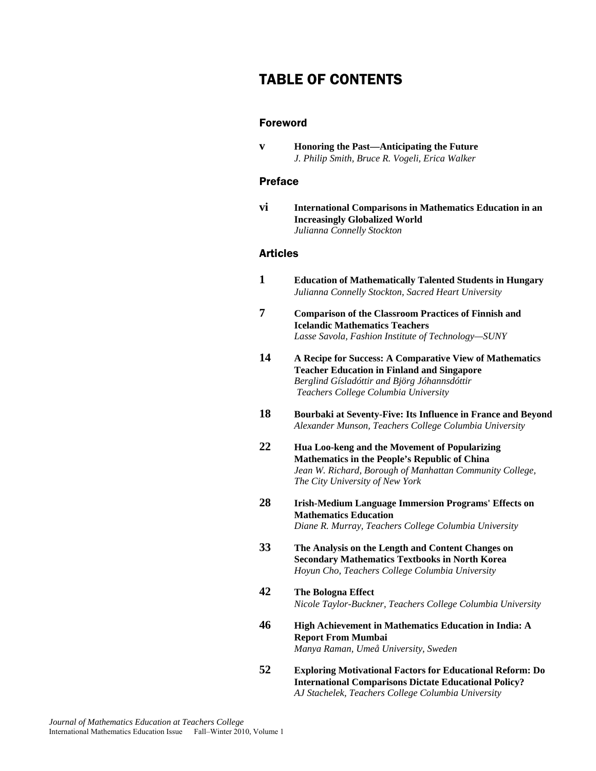# TABLE OF CONTENTS

## Foreword

**v** **Honoring the Past—Anticipating the Future**
*J. Philip Smith, Bruce R. Vogeli, Erica Walker*

## Preface

**vi** **International Comparisons in Mathematics Education in an Increasingly Globalized World**
*Julianna Connelly Stockton*

## Articles

**1** **Education of Mathematically Talented Students in Hungary**
*Julianna Connelly Stockton, Sacred Heart University*

**7** **Comparison of the Classroom Practices of Finnish and Icelandic Mathematics Teachers**
*Lasse Savola, Fashion Institute of Technology—SUNY*

**14** **A Recipe for Success: A Comparative View of Mathematics Teacher Education in Finland and Singapore**
*Berglind Gísladóttir and Björg Jóhannsdóttir*
*Teachers College Columbia University*

**18** **Bourbaki at Seventy-Five: Its Influence in France and Beyond**
*Alexander Munson, Teachers College Columbia University*

**22** **Hua Loo-keng and the Movement of Popularizing Mathematics in the People's Republic of China**
*Jean W. Richard, Borough of Manhattan Community College, The City University of New York*

**28** **Irish-Medium Language Immersion Programs' Effects on Mathematics Education**
*Diane R. Murray, Teachers College Columbia University*

**33** **The Analysis on the Length and Content Changes on Secondary Mathematics Textbooks in North Korea**
*Hoyun Cho, Teachers College Columbia University*

**42** **The Bologna Effect**
*Nicole Taylor-Buckner, Teachers College Columbia University*

**46** **High Achievement in Mathematics Education in India: A Report From Mumbai**
*Manya Raman, Umeå University, Sweden*

**52** **Exploring Motivational Factors for Educational Reform: Do International Comparisons Dictate Educational Policy?**
*AJ Stachelek, Teachers College Columbia University*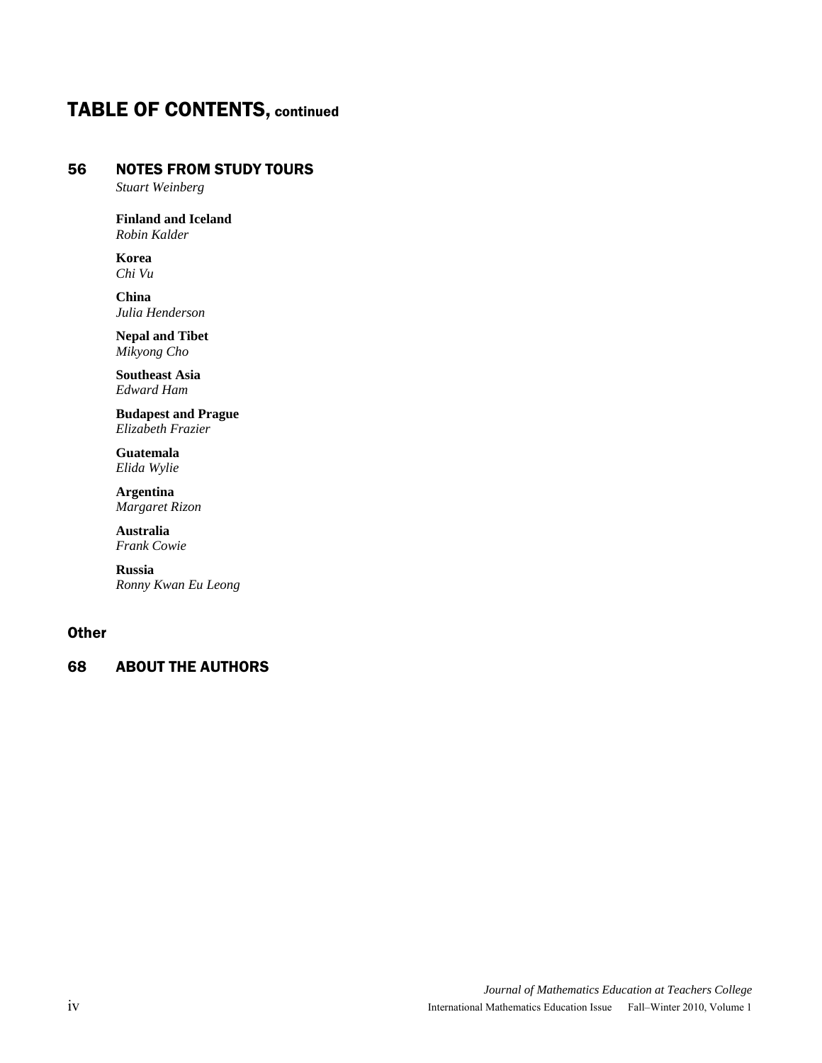# TABLE OF CONTENTS, continued

## 56 NOTES FROM STUDY TOURS

*Stuart Weinberg*

**Finland and Iceland**
*Robin Kalder*

**Korea**
*Chi Vu*

**China**
*Julia Henderson*

**Nepal and Tibet**
*Mikyong Cho*

**Southeast Asia**
*Edward Ham*

**Budapest and Prague**
*Elizabeth Frazier*

**Guatemala**
*Elida Wylie*

**Argentina**
*Margaret Rizon*

**Australia**
*Frank Cowie*

**Russia**
*Ronny Kwan Eu Leong*

### Other

## 68 ABOUT THE AUTHORS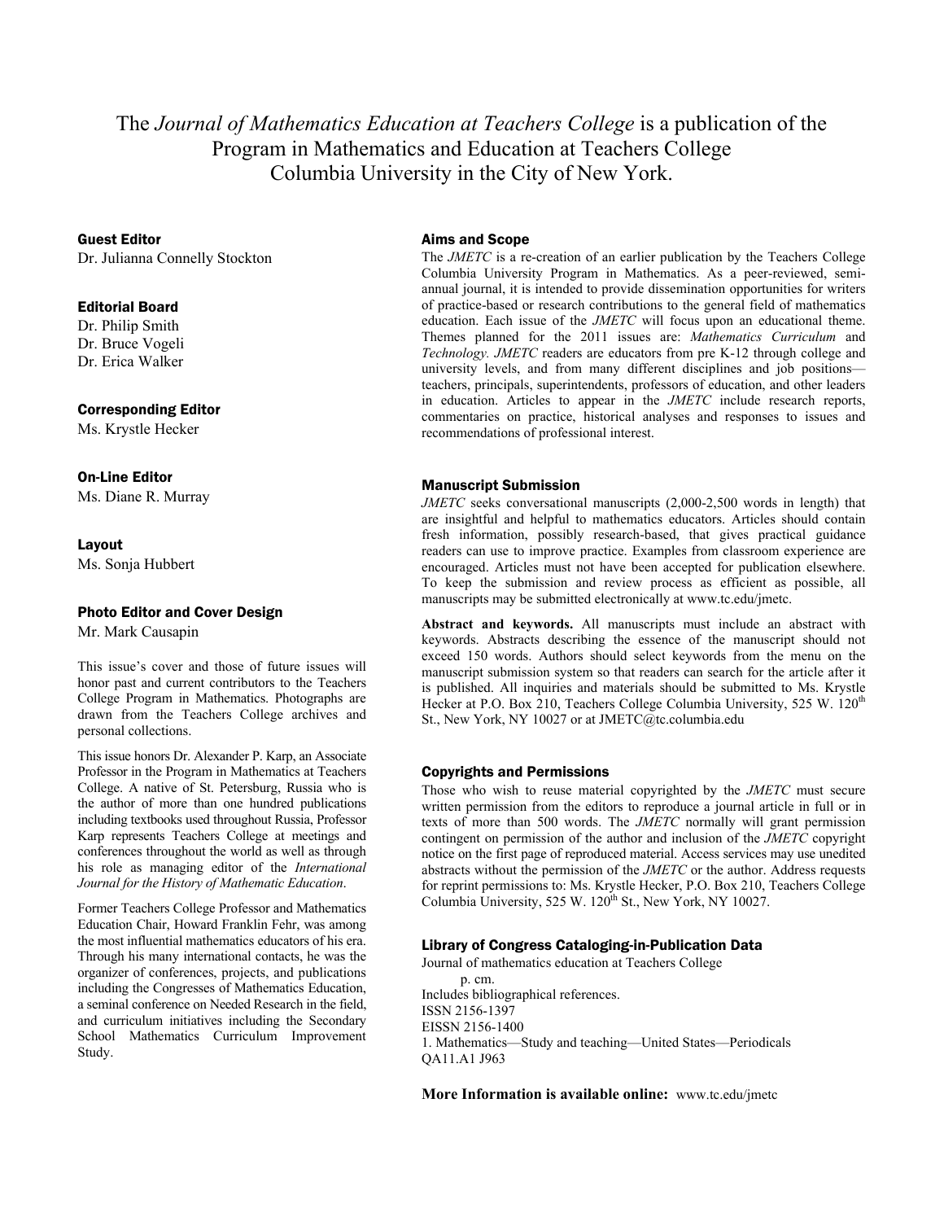The *Journal of Mathematics Education at Teachers College* is a publication of the Program in Mathematics and Education at Teachers College Columbia University in the City of New York.

### Guest Editor

Dr. Julianna Connelly Stockton

### Editorial Board

Dr. Philip Smith
Dr. Bruce Vogeli
Dr. Erica Walker

### Corresponding Editor

Ms. Krystle Hecker

### On-Line Editor

Ms. Diane R. Murray

### Layout

Ms. Sonja Hubbert

### Photo Editor and Cover Design

Mr. Mark Causapin

This issue's cover and those of future issues will honor past and current contributors to the Teachers College Program in Mathematics. Photographs are drawn from the Teachers College archives and personal collections.

This issue honors Dr. Alexander P. Karp, an Associate Professor in the Program in Mathematics at Teachers College. A native of St. Petersburg, Russia who is the author of more than one hundred publications including textbooks used throughout Russia, Professor Karp represents Teachers College at meetings and conferences throughout the world as well as through his role as managing editor of the *International Journal for the History of Mathematic Education*.

Former Teachers College Professor and Mathematics Education Chair, Howard Franklin Fehr, was among the most influential mathematics educators of his era. Through his many international contacts, he was the organizer of conferences, projects, and publications including the Congresses of Mathematics Education, a seminal conference on Needed Research in the field, and curriculum initiatives including the Secondary School Mathematics Curriculum Improvement Study.

### Aims and Scope

The *JMETC* is a re-creation of an earlier publication by the Teachers College Columbia University Program in Mathematics. As a peer-reviewed, semi-annual journal, it is intended to provide dissemination opportunities for writers of practice-based or research contributions to the general field of mathematics education. Each issue of the *JMETC* will focus upon an educational theme. Themes planned for the 2011 issues are: *Mathematics Curriculum* and *Technology. JMETC* readers are educators from pre K-12 through college and university levels, and from many different disciplines and job positions—teachers, principals, superintendents, professors of education, and other leaders in education. Articles to appear in the *JMETC* include research reports, commentaries on practice, historical analyses and responses to issues and recommendations of professional interest.

### Manuscript Submission

*JMETC* seeks conversational manuscripts (2,000-2,500 words in length) that are insightful and helpful to mathematics educators. Articles should contain fresh information, possibly research-based, that gives practical guidance readers can use to improve practice. Examples from classroom experience are encouraged. Articles must not have been accepted for publication elsewhere. To keep the submission and review process as efficient as possible, all manuscripts may be submitted electronically at www.tc.edu/jmetc.

**Abstract and keywords.** All manuscripts must include an abstract with keywords. Abstracts describing the essence of the manuscript should not exceed 150 words. Authors should select keywords from the menu on the manuscript submission system so that readers can search for the article after it is published. All inquiries and materials should be submitted to Ms. Krystle Hecker at P.O. Box 210, Teachers College Columbia University, 525 W. 120th St., New York, NY 10027 or at JMETC@tc.columbia.edu

### Copyrights and Permissions

Those who wish to reuse material copyrighted by the *JMETC* must secure written permission from the editors to reproduce a journal article in full or in texts of more than 500 words. The *JMETC* normally will grant permission contingent on permission of the author and inclusion of the *JMETC* copyright notice on the first page of reproduced material. Access services may use unedited abstracts without the permission of the *JMETC* or the author. Address requests for reprint permissions to: Ms. Krystle Hecker, P.O. Box 210, Teachers College Columbia University, 525 W. 120th St., New York, NY 10027.

### Library of Congress Cataloging-in-Publication Data

Journal of mathematics education at Teachers College
p. cm.
Includes bibliographical references.
ISSN 2156-1397
EISSN 2156-1400
1. Mathematics—Study and teaching—United States—Periodicals
QA11.A1 J963

**More Information is available online:** www.tc.edu/jmetc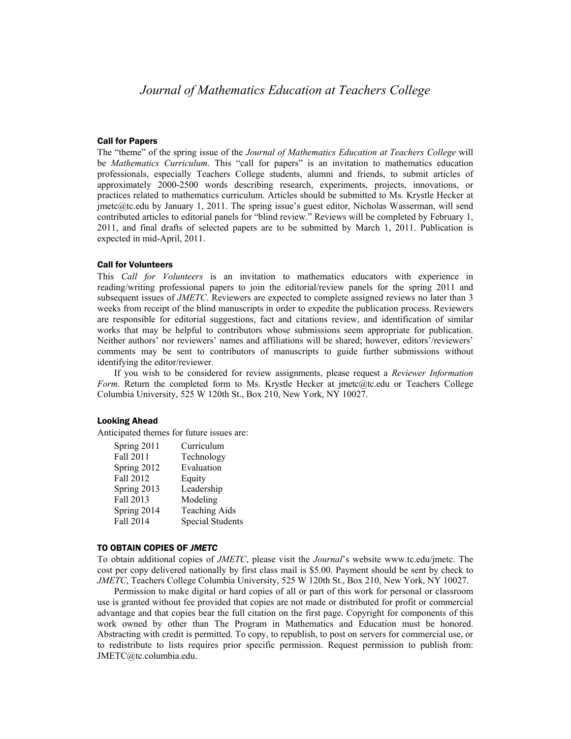# *Journal of Mathematics Education at Teachers College*

### Call for Papers

The "theme" of the spring issue of the *Journal of Mathematics Education at Teachers College* will be *Mathematics Curriculum*. This "call for papers" is an invitation to mathematics education professionals, especially Teachers College students, alumni and friends, to submit articles of approximately 2000-2500 words describing research, experiments, projects, innovations, or practices related to mathematics curriculum. Articles should be submitted to Ms. Krystle Hecker at jmetc@tc.edu by January 1, 2011. The spring issue's guest editor, Nicholas Wasserman, will send contributed articles to editorial panels for "blind review." Reviews will be completed by February 1, 2011, and final drafts of selected papers are to be submitted by March 1, 2011. Publication is expected in mid-April, 2011.

### Call for Volunteers

This *Call for Volunteers* is an invitation to mathematics educators with experience in reading/writing professional papers to join the editorial/review panels for the spring 2011 and subsequent issues of *JMETC*. Reviewers are expected to complete assigned reviews no later than 3 weeks from receipt of the blind manuscripts in order to expedite the publication process. Reviewers are responsible for editorial suggestions, fact and citations review, and identification of similar works that may be helpful to contributors whose submissions seem appropriate for publication. Neither authors' nor reviewers' names and affiliations will be shared; however, editors'/reviewers' comments may be sent to contributors of manuscripts to guide further submissions without identifying the editor/reviewer.

If you wish to be considered for review assignments, please request a *Reviewer Information Form*. Return the completed form to Ms. Krystle Hecker at jmetc@tc.edu or Teachers College Columbia University, 525 W 120th St., Box 210, New York, NY 10027.

### Looking Ahead

Anticipated themes for future issues are:

| | |
|---|---|
| Spring 2011 | Curriculum |
| Fall 2011 | Technology |
| Spring 2012 | Evaluation |
| Fall 2012 | Equity |
| Spring 2013 | Leadership |
| Fall 2013 | Modeling |
| Spring 2014 | Teaching Aids |
| Fall 2014 | Special Students |

### TO OBTAIN COPIES OF *JMETC*

To obtain additional copies of *JMETC*, please visit the *Journal*'s website www.tc.edu/jmetc. The cost per copy delivered nationally by first class mail is $5.00. Payment should be sent by check to *JMETC*, Teachers College Columbia University, 525 W 120th St., Box 210, New York, NY 10027.

Permission to make digital or hard copies of all or part of this work for personal or classroom use is granted without fee provided that copies are not made or distributed for profit or commercial advantage and that copies bear the full citation on the first page. Copyright for components of this work owned by other than The Program in Mathematics and Education must be honored. Abstracting with credit is permitted. To copy, to republish, to post on servers for commercial use, or to redistribute to lists requires prior specific permission. Request permission to publish from: JMETC@tc.columbia.edu.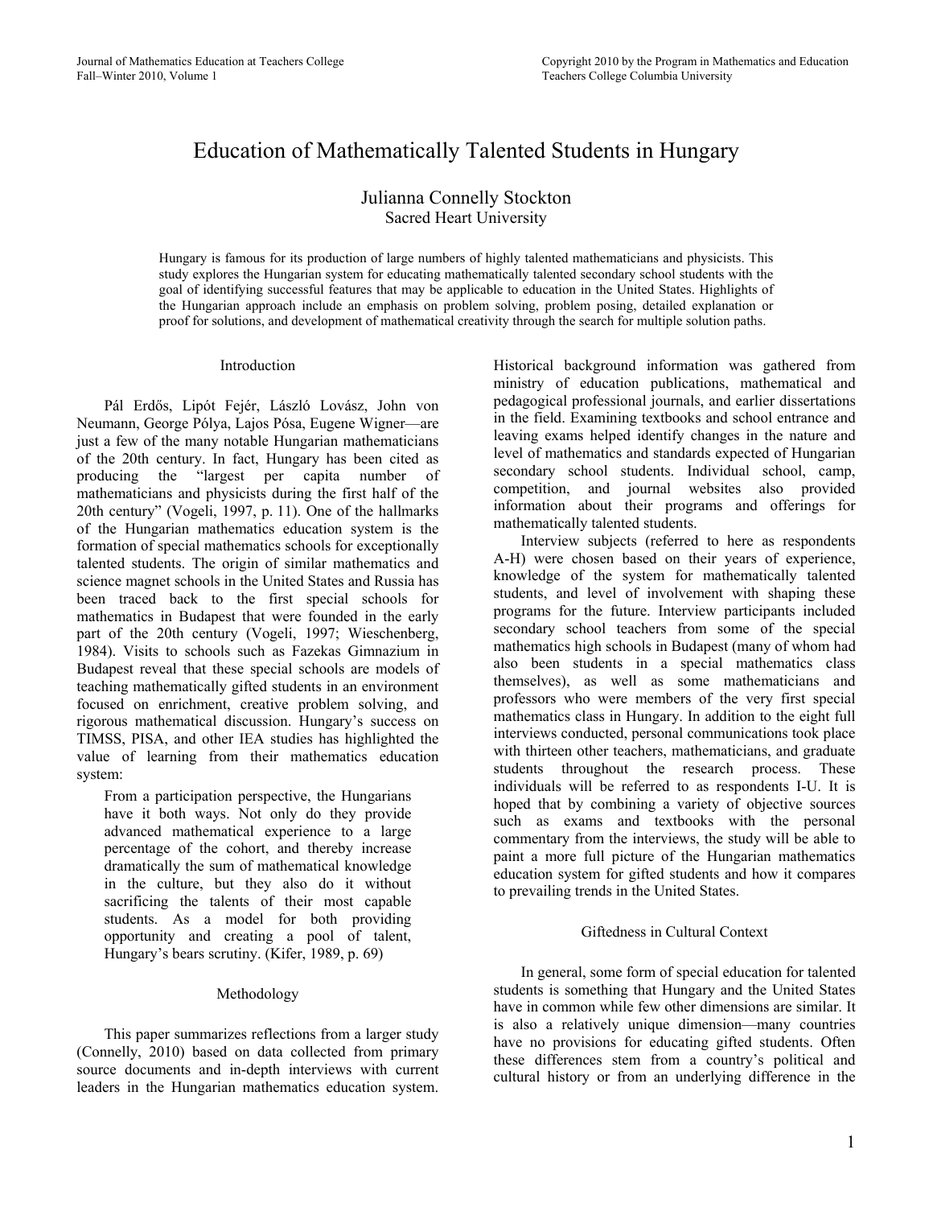# Education of Mathematically Talented Students in Hungary

Julianna Connelly Stockton
Sacred Heart University

Hungary is famous for its production of large numbers of highly talented mathematicians and physicists. This study explores the Hungarian system for educating mathematically talented secondary school students with the goal of identifying successful features that may be applicable to education in the United States. Highlights of the Hungarian approach include an emphasis on problem solving, problem posing, detailed explanation or proof for solutions, and development of mathematical creativity through the search for multiple solution paths.

## Introduction

Pál Erdős, Lipót Fejér, László Lovász, John von Neumann, George Pólya, Lajos Pósa, Eugene Wigner—are just a few of the many notable Hungarian mathematicians of the 20th century. In fact, Hungary has been cited as producing the "largest per capita number of mathematicians and physicists during the first half of the 20th century" (Vogeli, 1997, p. 11). One of the hallmarks of the Hungarian mathematics education system is the formation of special mathematics schools for exceptionally talented students. The origin of similar mathematics and science magnet schools in the United States and Russia has been traced back to the first special schools for mathematics in Budapest that were founded in the early part of the 20th century (Vogeli, 1997; Wieschenberg, 1984). Visits to schools such as Fazekas Gimnazium in Budapest reveal that these special schools are models of teaching mathematically gifted students in an environment focused on enrichment, creative problem solving, and rigorous mathematical discussion. Hungary's success on TIMSS, PISA, and other IEA studies has highlighted the value of learning from their mathematics education system:

> From a participation perspective, the Hungarians have it both ways. Not only do they provide advanced mathematical experience to a large percentage of the cohort, and thereby increase dramatically the sum of mathematical knowledge in the culture, but they also do it without sacrificing the talents of their most capable students. As a model for both providing opportunity and creating a pool of talent, Hungary's bears scrutiny. (Kifer, 1989, p. 69)

## Methodology

This paper summarizes reflections from a larger study (Connelly, 2010) based on data collected from primary source documents and in-depth interviews with current leaders in the Hungarian mathematics education system. Historical background information was gathered from ministry of education publications, mathematical and pedagogical professional journals, and earlier dissertations in the field. Examining textbooks and school entrance and leaving exams helped identify changes in the nature and level of mathematics and standards expected of Hungarian secondary school students. Individual school, camp, competition, and journal websites also provided information about their programs and offerings for mathematically talented students.

Interview subjects (referred to here as respondents A-H) were chosen based on their years of experience, knowledge of the system for mathematically talented students, and level of involvement with shaping these programs for the future. Interview participants included secondary school teachers from some of the special mathematics high schools in Budapest (many of whom had also been students in a special mathematics class themselves), as well as some mathematicians and professors who were members of the very first special mathematics class in Hungary. In addition to the eight full interviews conducted, personal communications took place with thirteen other teachers, mathematicians, and graduate students throughout the research process. These individuals will be referred to as respondents I-U. It is hoped that by combining a variety of objective sources such as exams and textbooks with the personal commentary from the interviews, the study will be able to paint a more full picture of the Hungarian mathematics education system for gifted students and how it compares to prevailing trends in the United States.

## Giftedness in Cultural Context

In general, some form of special education for talented students is something that Hungary and the United States have in common while few other dimensions are similar. It is also a relatively unique dimension—many countries have no provisions for educating gifted students. Often these differences stem from a country's political and cultural history or from an underlying difference in the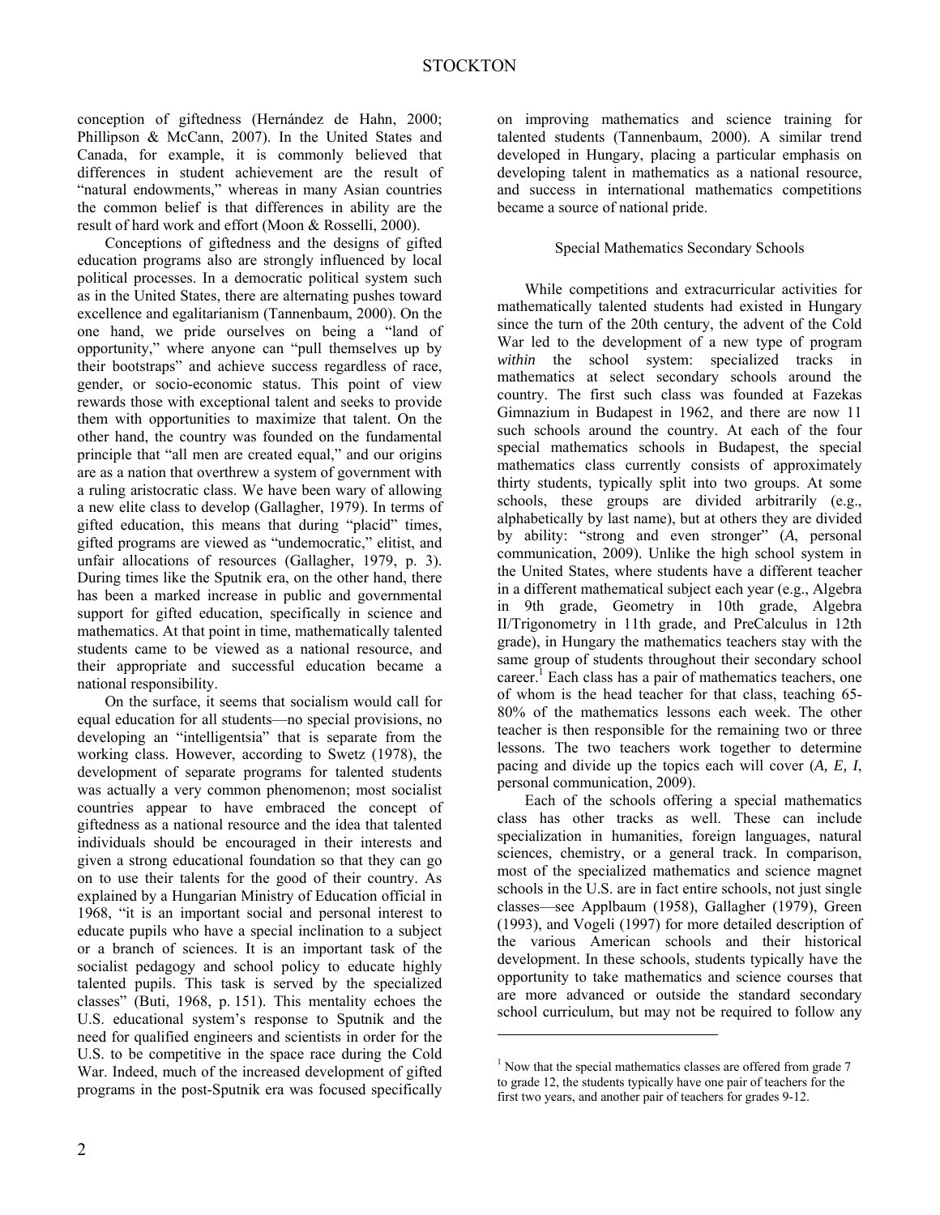conception of giftedness (Hernández de Hahn, 2000; Phillipson & McCann, 2007). In the United States and Canada, for example, it is commonly believed that differences in student achievement are the result of "natural endowments," whereas in many Asian countries the common belief is that differences in ability are the result of hard work and effort (Moon & Rosselli, 2000).

Conceptions of giftedness and the designs of gifted education programs also are strongly influenced by local political processes. In a democratic political system such as in the United States, there are alternating pushes toward excellence and egalitarianism (Tannenbaum, 2000). On the one hand, we pride ourselves on being a "land of opportunity," where anyone can "pull themselves up by their bootstraps" and achieve success regardless of race, gender, or socio-economic status. This point of view rewards those with exceptional talent and seeks to provide them with opportunities to maximize that talent. On the other hand, the country was founded on the fundamental principle that "all men are created equal," and our origins are as a nation that overthrew a system of government with a ruling aristocratic class. We have been wary of allowing a new elite class to develop (Gallagher, 1979). In terms of gifted education, this means that during "placid" times, gifted programs are viewed as "undemocratic," elitist, and unfair allocations of resources (Gallagher, 1979, p. 3). During times like the Sputnik era, on the other hand, there has been a marked increase in public and governmental support for gifted education, specifically in science and mathematics. At that point in time, mathematically talented students came to be viewed as a national resource, and their appropriate and successful education became a national responsibility.

On the surface, it seems that socialism would call for equal education for all students—no special provisions, no developing an "intelligentsia" that is separate from the working class. However, according to Swetz (1978), the development of separate programs for talented students was actually a very common phenomenon; most socialist countries appear to have embraced the concept of giftedness as a national resource and the idea that talented individuals should be encouraged in their interests and given a strong educational foundation so that they can go on to use their talents for the good of their country. As explained by a Hungarian Ministry of Education official in 1968, "it is an important social and personal interest to educate pupils who have a special inclination to a subject or a branch of sciences. It is an important task of the socialist pedagogy and school policy to educate highly talented pupils. This task is served by the specialized classes" (Buti, 1968, p. 151). This mentality echoes the U.S. educational system's response to Sputnik and the need for qualified engineers and scientists in order for the U.S. to be competitive in the space race during the Cold War. Indeed, much of the increased development of gifted programs in the post-Sputnik era was focused specifically on improving mathematics and science training for talented students (Tannenbaum, 2000). A similar trend developed in Hungary, placing a particular emphasis on developing talent in mathematics as a national resource, and success in international mathematics competitions became a source of national pride.

## Special Mathematics Secondary Schools

While competitions and extracurricular activities for mathematically talented students had existed in Hungary since the turn of the 20th century, the advent of the Cold War led to the development of a new type of program *within* the school system: specialized tracks in mathematics at select secondary schools around the country. The first such class was founded at Fazekas Gimnazium in Budapest in 1962, and there are now 11 such schools around the country. At each of the four special mathematics schools in Budapest, the special mathematics class currently consists of approximately thirty students, typically split into two groups. At some schools, these groups are divided arbitrarily (e.g., alphabetically by last name), but at others they are divided by ability: "strong and even stronger" (*A*, personal communication, 2009). Unlike the high school system in the United States, where students have a different teacher in a different mathematical subject each year (e.g., Algebra in 9th grade, Geometry in 10th grade, Algebra II/Trigonometry in 11th grade, and PreCalculus in 12th grade), in Hungary the mathematics teachers stay with the same group of students throughout their secondary school career.[1] Each class has a pair of mathematics teachers, one of whom is the head teacher for that class, teaching 65-80% of the mathematics lessons each week. The other teacher is then responsible for the remaining two or three lessons. The two teachers work together to determine pacing and divide up the topics each will cover (*A, E, I*, personal communication, 2009).

Each of the schools offering a special mathematics class has other tracks as well. These can include specialization in humanities, foreign languages, natural sciences, chemistry, or a general track. In comparison, most of the specialized mathematics and science magnet schools in the U.S. are in fact entire schools, not just single classes—see Applbaum (1958), Gallagher (1979), Green (1993), and Vogeli (1997) for more detailed description of the various American schools and their historical development. In these schools, students typically have the opportunity to take mathematics and science courses that are more advanced or outside the standard secondary school curriculum, but may not be required to follow any

[1] Now that the special mathematics classes are offered from grade 7 to grade 12, the students typically have one pair of teachers for the first two years, and another pair of teachers for grades 9-12.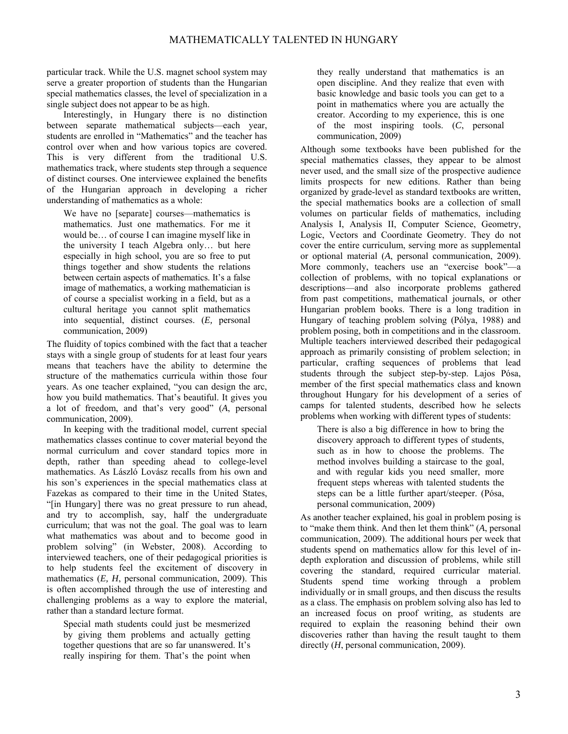particular track. While the U.S. magnet school system may serve a greater proportion of students than the Hungarian special mathematics classes, the level of specialization in a single subject does not appear to be as high.

Interestingly, in Hungary there is no distinction between separate mathematical subjects—each year, students are enrolled in "Mathematics" and the teacher has control over when and how various topics are covered. This is very different from the traditional U.S. mathematics track, where students step through a sequence of distinct courses. One interviewee explained the benefits of the Hungarian approach in developing a richer understanding of mathematics as a whole:

> We have no [separate] courses—mathematics is mathematics. Just one mathematics. For me it would be… of course I can imagine myself like in the university I teach Algebra only… but here especially in high school, you are so free to put things together and show students the relations between certain aspects of mathematics. It's a false image of mathematics, a working mathematician is of course a specialist working in a field, but as a cultural heritage you cannot split mathematics into sequential, distinct courses. (*E*, personal communication, 2009)

The fluidity of topics combined with the fact that a teacher stays with a single group of students for at least four years means that teachers have the ability to determine the structure of the mathematics curricula within those four years. As one teacher explained, "you can design the arc, how you build mathematics. That's beautiful. It gives you a lot of freedom, and that's very good" (*A*, personal communication, 2009).

In keeping with the traditional model, current special mathematics classes continue to cover material beyond the normal curriculum and cover standard topics more in depth, rather than speeding ahead to college-level mathematics. As László Lovász recalls from his own and his son's experiences in the special mathematics class at Fazekas as compared to their time in the United States, "[in Hungary] there was no great pressure to run ahead, and try to accomplish, say, half the undergraduate curriculum; that was not the goal. The goal was to learn what mathematics was about and to become good in problem solving" (in Webster, 2008). According to interviewed teachers, one of their pedagogical priorities is to help students feel the excitement of discovery in mathematics (*E, H*, personal communication, 2009). This is often accomplished through the use of interesting and challenging problems as a way to explore the material, rather than a standard lecture format.

> Special math students could just be mesmerized by giving them problems and actually getting together questions that are so far unanswered. It's really inspiring for them. That's the point when they really understand that mathematics is an open discipline. And they realize that even with basic knowledge and basic tools you can get to a point in mathematics where you are actually the creator. According to my experience, this is one of the most inspiring tools. (*C*, personal communication, 2009)

Although some textbooks have been published for the special mathematics classes, they appear to be almost never used, and the small size of the prospective audience limits prospects for new editions. Rather than being organized by grade-level as standard textbooks are written, the special mathematics books are a collection of small volumes on particular fields of mathematics, including Analysis I, Analysis II, Computer Science, Geometry, Logic, Vectors and Coordinate Geometry. They do not cover the entire curriculum, serving more as supplemental or optional material (*A*, personal communication, 2009). More commonly, teachers use an "exercise book"—a collection of problems, with no topical explanations or descriptions—and also incorporate problems gathered from past competitions, mathematical journals, or other Hungarian problem books. There is a long tradition in Hungary of teaching problem solving (Pólya, 1988) and problem posing, both in competitions and in the classroom. Multiple teachers interviewed described their pedagogical approach as primarily consisting of problem selection; in particular, crafting sequences of problems that lead students through the subject step-by-step. Lajos Pósa, member of the first special mathematics class and known throughout Hungary for his development of a series of camps for talented students, described how he selects problems when working with different types of students:

> There is also a big difference in how to bring the discovery approach to different types of students, such as in how to choose the problems. The method involves building a staircase to the goal, and with regular kids you need smaller, more frequent steps whereas with talented students the steps can be a little further apart/steeper. (Pósa, personal communication, 2009)

As another teacher explained, his goal in problem posing is to "make them think. And then let them think" (*A*, personal communication, 2009). The additional hours per week that students spend on mathematics allow for this level of in-depth exploration and discussion of problems, while still covering the standard, required curricular material. Students spend time working through a problem individually or in small groups, and then discuss the results as a class. The emphasis on problem solving also has led to an increased focus on proof writing, as students are required to explain the reasoning behind their own discoveries rather than having the result taught to them directly (*H*, personal communication, 2009).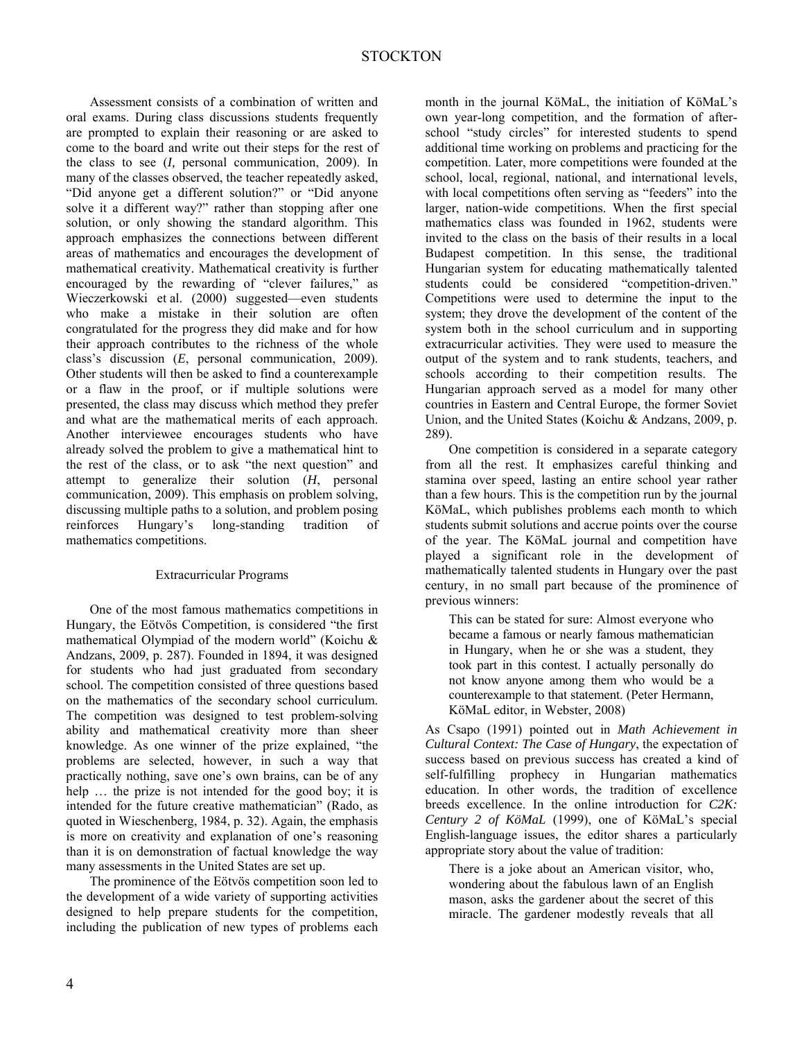Assessment consists of a combination of written and oral exams. During class discussions students frequently are prompted to explain their reasoning or are asked to come to the board and write out their steps for the rest of the class to see (*I,* personal communication, 2009). In many of the classes observed, the teacher repeatedly asked, "Did anyone get a different solution?" or "Did anyone solve it a different way?" rather than stopping after one solution, or only showing the standard algorithm. This approach emphasizes the connections between different areas of mathematics and encourages the development of mathematical creativity. Mathematical creativity is further encouraged by the rewarding of "clever failures," as Wieczerkowski et al. (2000) suggested—even students who make a mistake in their solution are often congratulated for the progress they did make and for how their approach contributes to the richness of the whole class's discussion (*E*, personal communication, 2009). Other students will then be asked to find a counterexample or a flaw in the proof, or if multiple solutions were presented, the class may discuss which method they prefer and what are the mathematical merits of each approach. Another interviewee encourages students who have already solved the problem to give a mathematical hint to the rest of the class, or to ask "the next question" and attempt to generalize their solution (*H*, personal communication, 2009). This emphasis on problem solving, discussing multiple paths to a solution, and problem posing reinforces Hungary's long-standing tradition of mathematics competitions.

## Extracurricular Programs

One of the most famous mathematics competitions in Hungary, the Eötvös Competition, is considered "the first mathematical Olympiad of the modern world" (Koichu & Andzans, 2009, p. 287). Founded in 1894, it was designed for students who had just graduated from secondary school. The competition consisted of three questions based on the mathematics of the secondary school curriculum. The competition was designed to test problem-solving ability and mathematical creativity more than sheer knowledge. As one winner of the prize explained, "the problems are selected, however, in such a way that practically nothing, save one's own brains, can be of any help … the prize is not intended for the good boy; it is intended for the future creative mathematician" (Rado, as quoted in Wieschenberg, 1984, p. 32). Again, the emphasis is more on creativity and explanation of one's reasoning than it is on demonstration of factual knowledge the way many assessments in the United States are set up.

The prominence of the Eötvös competition soon led to the development of a wide variety of supporting activities designed to help prepare students for the competition, including the publication of new types of problems each month in the journal KöMaL, the initiation of KöMaL's own year-long competition, and the formation of after-school "study circles" for interested students to spend additional time working on problems and practicing for the competition. Later, more competitions were founded at the school, local, regional, national, and international levels, with local competitions often serving as "feeders" into the larger, nation-wide competitions. When the first special mathematics class was founded in 1962, students were invited to the class on the basis of their results in a local Budapest competition. In this sense, the traditional Hungarian system for educating mathematically talented students could be considered "competition-driven." Competitions were used to determine the input to the system; they drove the development of the content of the system both in the school curriculum and in supporting extracurricular activities. They were used to measure the output of the system and to rank students, teachers, and schools according to their competition results. The Hungarian approach served as a model for many other countries in Eastern and Central Europe, the former Soviet Union, and the United States (Koichu & Andzans, 2009, p. 289).

One competition is considered in a separate category from all the rest. It emphasizes careful thinking and stamina over speed, lasting an entire school year rather than a few hours. This is the competition run by the journal KöMaL, which publishes problems each month to which students submit solutions and accrue points over the course of the year. The KöMaL journal and competition have played a significant role in the development of mathematically talented students in Hungary over the past century, in no small part because of the prominence of previous winners:

> This can be stated for sure: Almost everyone who became a famous or nearly famous mathematician in Hungary, when he or she was a student, they took part in this contest. I actually personally do not know anyone among them who would be a counterexample to that statement. (Peter Hermann, KöMaL editor, in Webster, 2008)

As Csapo (1991) pointed out in *Math Achievement in Cultural Context: The Case of Hungary*, the expectation of success based on previous success has created a kind of self-fulfilling prophecy in Hungarian mathematics education. In other words, the tradition of excellence breeds excellence. In the online introduction for *C2K: Century 2 of KöMaL* (1999), one of KöMaL's special English-language issues, the editor shares a particularly appropriate story about the value of tradition:

> There is a joke about an American visitor, who, wondering about the fabulous lawn of an English mason, asks the gardener about the secret of this miracle. The gardener modestly reveals that all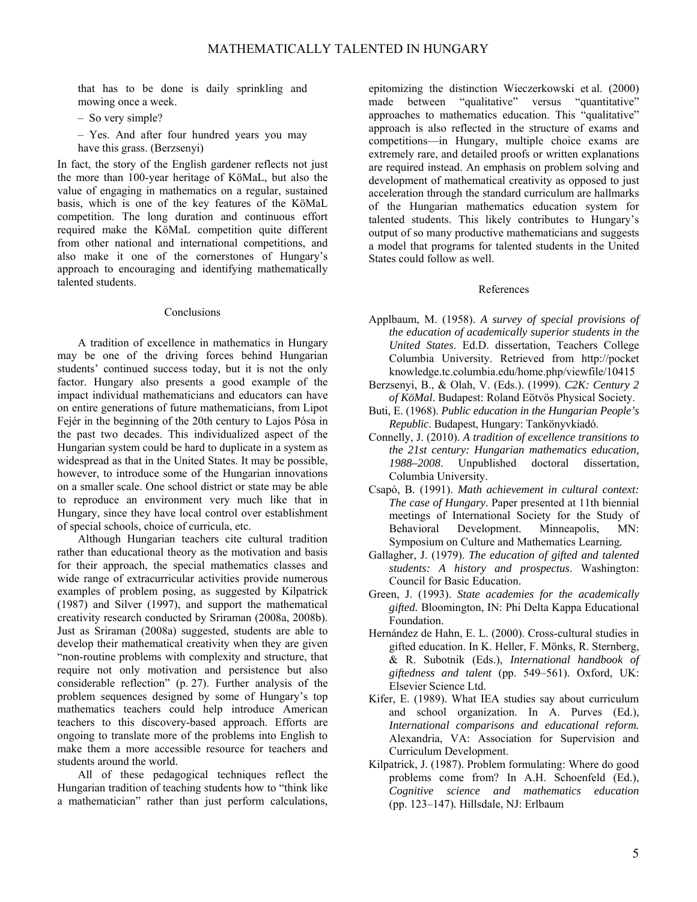that has to be done is daily sprinkling and mowing once a week.

– So very simple?

– Yes. And after four hundred years you may have this grass. (Berzsenyi)

In fact, the story of the English gardener reflects not just the more than 100-year heritage of KöMaL, but also the value of engaging in mathematics on a regular, sustained basis, which is one of the key features of the KöMaL competition. The long duration and continuous effort required make the KöMaL competition quite different from other national and international competitions, and also make it one of the cornerstones of Hungary's approach to encouraging and identifying mathematically talented students.

## Conclusions

A tradition of excellence in mathematics in Hungary may be one of the driving forces behind Hungarian students' continued success today, but it is not the only factor. Hungary also presents a good example of the impact individual mathematicians and educators can have on entire generations of future mathematicians, from Lipot Fejér in the beginning of the 20th century to Lajos Pósa in the past two decades. This individualized aspect of the Hungarian system could be hard to duplicate in a system as widespread as that in the United States. It may be possible, however, to introduce some of the Hungarian innovations on a smaller scale. One school district or state may be able to reproduce an environment very much like that in Hungary, since they have local control over establishment of special schools, choice of curricula, etc.

Although Hungarian teachers cite cultural tradition rather than educational theory as the motivation and basis for their approach, the special mathematics classes and wide range of extracurricular activities provide numerous examples of problem posing, as suggested by Kilpatrick (1987) and Silver (1997), and support the mathematical creativity research conducted by Sriraman (2008a, 2008b). Just as Sriraman (2008a) suggested, students are able to develop their mathematical creativity when they are given "non-routine problems with complexity and structure, that require not only motivation and persistence but also considerable reflection" (p. 27). Further analysis of the problem sequences designed by some of Hungary's top mathematics teachers could help introduce American teachers to this discovery-based approach. Efforts are ongoing to translate more of the problems into English to make them a more accessible resource for teachers and students around the world.

All of these pedagogical techniques reflect the Hungarian tradition of teaching students how to "think like a mathematician" rather than just perform calculations, epitomizing the distinction Wieczerkowski et al. (2000) made between "qualitative" versus "quantitative" approaches to mathematics education. This "qualitative" approach is also reflected in the structure of exams and competitions—in Hungary, multiple choice exams are extremely rare, and detailed proofs or written explanations are required instead. An emphasis on problem solving and development of mathematical creativity as opposed to just acceleration through the standard curriculum are hallmarks of the Hungarian mathematics education system for talented students. This likely contributes to Hungary's output of so many productive mathematicians and suggests a model that programs for talented students in the United States could follow as well.

## References

Applbaum, M. (1958). *A survey of special provisions of the education of academically superior students in the United States*. Ed.D. dissertation, Teachers College Columbia University. Retrieved from http://pocketknowledge.tc.columbia.edu/home.php/viewfile/10415

Berzsenyi, B., & Olah, V. (Eds.). (1999). *C2K: Century 2 of KöMal*. Budapest: Roland Eötvös Physical Society.

Buti, E. (1968). *Public education in the Hungarian People's Republic*. Budapest, Hungary: Tankönyvkiadó.

Connelly, J. (2010). *A tradition of excellence transitions to the 21st century: Hungarian mathematics education, 1988–2008*. Unpublished doctoral dissertation, Columbia University.

Csapó, B. (1991). *Math achievement in cultural context: The case of Hungary*. Paper presented at 11th biennial meetings of International Society for the Study of Behavioral Development. Minneapolis, MN: Symposium on Culture and Mathematics Learning.

Gallagher, J. (1979). *The education of gifted and talented students: A history and prospectus*. Washington: Council for Basic Education.

Green, J. (1993). *State academies for the academically gifted.* Bloomington, IN: Phi Delta Kappa Educational Foundation.

Hernández de Hahn, E. L. (2000). Cross-cultural studies in gifted education. In K. Heller, F. Mönks, R. Sternberg, & R. Subotnik (Eds.), *International handbook of giftedness and talent* (pp. 549–561). Oxford, UK: Elsevier Science Ltd.

Kifer, E. (1989). What IEA studies say about curriculum and school organization. In A. Purves (Ed.), *International comparisons and educational reform.* Alexandria, VA: Association for Supervision and Curriculum Development.

Kilpatrick, J. (1987). Problem formulating: Where do good problems come from? In A.H. Schoenfeld (Ed.), *Cognitive science and mathematics education* (pp. 123–147). Hillsdale, NJ: Erlbaum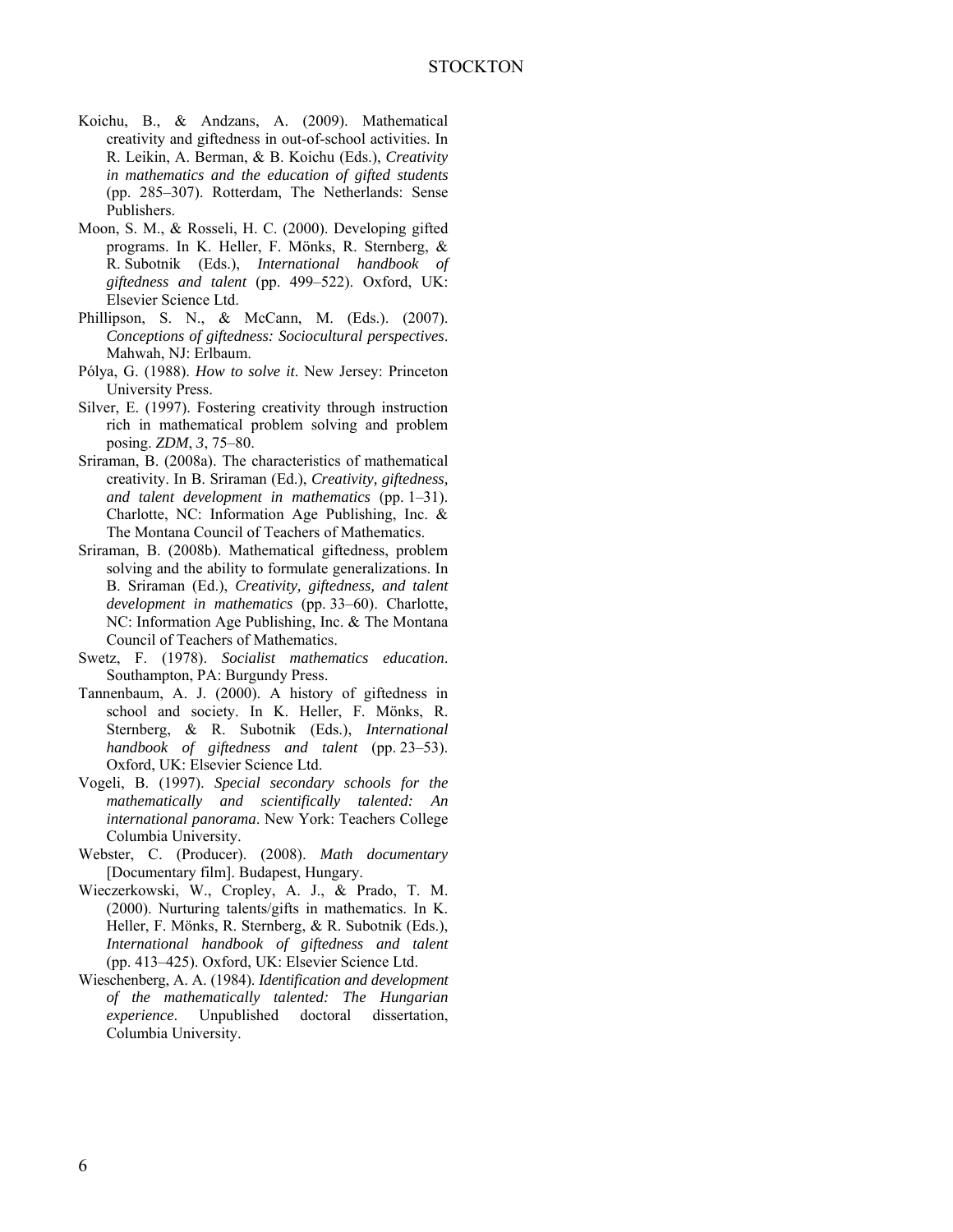Koichu, B., & Andzans, A. (2009). Mathematical creativity and giftedness in out-of-school activities. In R. Leikin, A. Berman, & B. Koichu (Eds.), *Creativity in mathematics and the education of gifted students* (pp. 285–307). Rotterdam, The Netherlands: Sense Publishers.

Moon, S. M., & Rosseli, H. C. (2000). Developing gifted programs. In K. Heller, F. Mönks, R. Sternberg, & R. Subotnik (Eds.), *International handbook of giftedness and talent* (pp. 499–522). Oxford, UK: Elsevier Science Ltd.

Phillipson, S. N., & McCann, M. (Eds.). (2007). *Conceptions of giftedness: Sociocultural perspectives*. Mahwah, NJ: Erlbaum.

Pólya, G. (1988). *How to solve it*. New Jersey: Princeton University Press.

Silver, E. (1997). Fostering creativity through instruction rich in mathematical problem solving and problem posing. *ZDM*, *3*, 75–80.

Sriraman, B. (2008a). The characteristics of mathematical creativity. In B. Sriraman (Ed.), *Creativity, giftedness, and talent development in mathematics* (pp. 1–31). Charlotte, NC: Information Age Publishing, Inc. & The Montana Council of Teachers of Mathematics.

Sriraman, B. (2008b). Mathematical giftedness, problem solving and the ability to formulate generalizations. In B. Sriraman (Ed.), *Creativity, giftedness, and talent development in mathematics* (pp. 33–60). Charlotte, NC: Information Age Publishing, Inc. & The Montana Council of Teachers of Mathematics.

Swetz, F. (1978). *Socialist mathematics education*. Southampton, PA: Burgundy Press.

Tannenbaum, A. J. (2000). A history of giftedness in school and society. In K. Heller, F. Mönks, R. Sternberg, & R. Subotnik (Eds.), *International handbook of giftedness and talent* (pp. 23–53). Oxford, UK: Elsevier Science Ltd.

Vogeli, B. (1997). *Special secondary schools for the mathematically and scientifically talented: An international panorama*. New York: Teachers College Columbia University.

Webster, C. (Producer). (2008). *Math documentary* [Documentary film]. Budapest, Hungary.

Wieczerkowski, W., Cropley, A. J., & Prado, T. M. (2000). Nurturing talents/gifts in mathematics. In K. Heller, F. Mönks, R. Sternberg, & R. Subotnik (Eds.), *International handbook of giftedness and talent* (pp. 413–425). Oxford, UK: Elsevier Science Ltd.

Wieschenberg, A. A. (1984). *Identification and development of the mathematically talented: The Hungarian experience*. Unpublished doctoral dissertation, Columbia University.